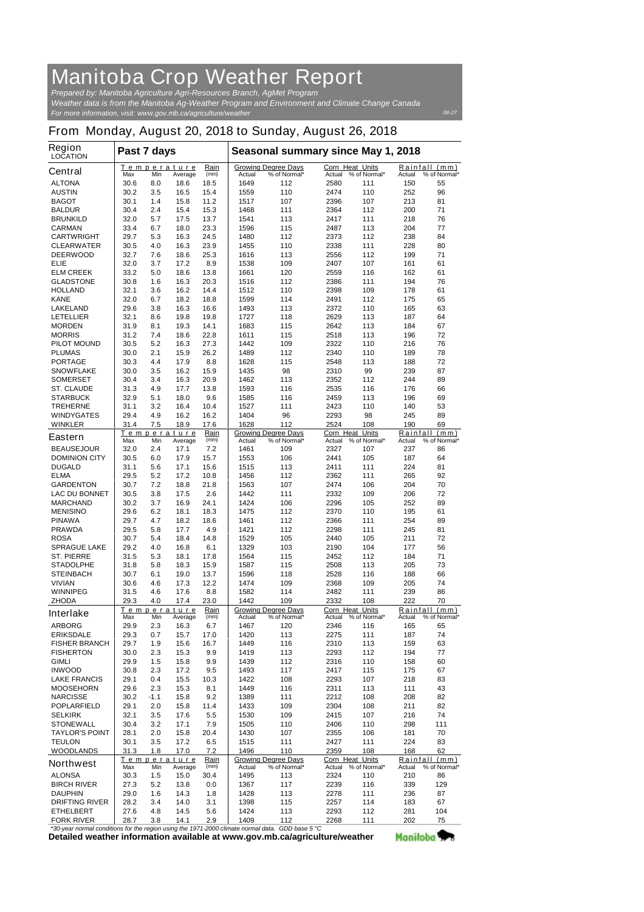# Manitoba Crop Weather Report

*Prepared by: Manitoba Agriculture Agri-Resources Branch, AgMet Program*
*Weather data is from the Manitoba Ag-Weather Program and Environment and Climate Change Canada*
*For more information, visit: www.gov.mb.ca/agriculture/weather*

08-27

## From Monday, August 20, 2018 to Sunday, August 26, 2018

| Region LOCATION | Past 7 days | | | | Seasonal summary since May 1, 2018 | | | | | |
|---|---|---|---|---|---|---|---|---|---|---|
| | Temperature | | | Rain | Growing Degree Days | | Corn Heat Units | | Rainfall (mm) | |
| **Central** | Max | Min | Average | (mm) | Actual | % of Normal* | Actual | % of Normal* | Actual | % of Normal* |
| ALTONA | 30.6 | 8.0 | 18.6 | 18.5 | 1649 | 112 | 2580 | 111 | 150 | 55 |
| AUSTIN | 30.2 | 3.5 | 16.5 | 15.4 | 1559 | 110 | 2474 | 110 | 252 | 96 |
| BAGOT | 30.1 | 1.4 | 15.8 | 11.2 | 1517 | 107 | 2396 | 107 | 213 | 81 |
| BALDUR | 30.4 | 2.4 | 15.4 | 15.3 | 1468 | 111 | 2364 | 112 | 200 | 71 |
| BRUNKILD | 32.0 | 5.7 | 17.5 | 13.7 | 1541 | 113 | 2417 | 111 | 218 | 76 |
| CARMAN | 33.4 | 6.7 | 18.0 | 23.3 | 1596 | 115 | 2487 | 113 | 204 | 77 |
| CARTWRIGHT | 29.7 | 5.3 | 16.3 | 24.5 | 1480 | 112 | 2373 | 112 | 238 | 84 |
| CLEARWATER | 30.5 | 4.0 | 16.3 | 23.9 | 1455 | 110 | 2338 | 111 | 228 | 80 |
| DEERWOOD | 32.7 | 7.6 | 18.6 | 25.3 | 1616 | 113 | 2556 | 112 | 199 | 71 |
| ELIE | 32.0 | 3.7 | 17.2 | 8.9 | 1538 | 109 | 2407 | 107 | 161 | 61 |
| ELM CREEK | 33.2 | 5.0 | 18.6 | 13.8 | 1661 | 120 | 2559 | 116 | 162 | 61 |
| GLADSTONE | 30.8 | 1.6 | 16.3 | 20.3 | 1516 | 112 | 2386 | 111 | 194 | 76 |
| HOLLAND | 32.1 | 3.6 | 16.2 | 14.4 | 1512 | 110 | 2398 | 109 | 178 | 61 |
| KANE | 32.0 | 6.7 | 18.2 | 18.8 | 1599 | 114 | 2491 | 112 | 175 | 65 |
| LAKELAND | 29.6 | 3.8 | 16.3 | 16.6 | 1493 | 113 | 2372 | 110 | 165 | 63 |
| LETELLIER | 32.1 | 8.6 | 19.8 | 19.8 | 1727 | 118 | 2629 | 113 | 187 | 64 |
| MORDEN | 31.9 | 8.1 | 19.3 | 14.1 | 1683 | 115 | 2642 | 113 | 184 | 67 |
| MORRIS | 31.2 | 7.4 | 18.6 | 22.8 | 1611 | 115 | 2518 | 113 | 196 | 72 |
| PILOT MOUND | 30.5 | 5.2 | 16.3 | 27.3 | 1442 | 109 | 2322 | 110 | 216 | 76 |
| PLUMAS | 30.0 | 2.1 | 15.9 | 26.2 | 1489 | 112 | 2340 | 110 | 189 | 78 |
| PORTAGE | 30.3 | 4.4 | 17.9 | 8.8 | 1628 | 115 | 2548 | 113 | 188 | 72 |
| SNOWFLAKE | 30.0 | 3.5 | 16.2 | 15.9 | 1435 | 98 | 2310 | 99 | 239 | 87 |
| SOMERSET | 30.4 | 3.4 | 16.3 | 20.9 | 1462 | 113 | 2352 | 112 | 244 | 89 |
| ST. CLAUDE | 31.3 | 4.9 | 17.7 | 13.8 | 1593 | 116 | 2535 | 116 | 176 | 66 |
| STARBUCK | 32.9 | 5.1 | 18.0 | 9.6 | 1585 | 116 | 2459 | 113 | 196 | 69 |
| TREHERNE | 31.1 | 3.2 | 16.4 | 10.4 | 1527 | 111 | 2423 | 110 | 140 | 53 |
| WINDYGATES | 29.4 | 4.9 | 16.2 | 16.2 | 1404 | 96 | 2293 | 98 | 245 | 89 |
| WINKLER | 31.4 | 7.5 | 18.9 | 17.6 | 1628 | 112 | 2524 | 108 | 190 | 69 |
| **Eastern** | Max | Min | Average | (mm) | Actual | % of Normal* | Actual | % of Normal* | Actual | % of Normal* |
| BEAUSEJOUR | 32.0 | 2.4 | 17.1 | 7.2 | 1461 | 109 | 2327 | 107 | 237 | 86 |
| DOMINION CITY | 30.5 | 6.0 | 17.9 | 15.7 | 1553 | 106 | 2441 | 105 | 187 | 64 |
| DUGALD | 31.1 | 5.6 | 17.1 | 15.6 | 1515 | 113 | 2411 | 111 | 224 | 81 |
| ELMA | 29.5 | 5.2 | 17.2 | 10.8 | 1456 | 112 | 2362 | 111 | 265 | 92 |
| GARDENTON | 30.7 | 7.2 | 18.8 | 21.8 | 1563 | 107 | 2474 | 106 | 204 | 70 |
| LAC DU BONNET | 30.5 | 3.8 | 17.5 | 2.6 | 1442 | 111 | 2332 | 109 | 206 | 72 |
| MARCHAND | 30.2 | 3.7 | 16.9 | 24.1 | 1424 | 106 | 2296 | 105 | 252 | 89 |
| MENISINO | 29.6 | 6.2 | 18.1 | 18.3 | 1475 | 112 | 2370 | 110 | 195 | 61 |
| PINAWA | 29.7 | 4.7 | 18.2 | 18.6 | 1461 | 112 | 2366 | 111 | 254 | 89 |
| PRAWDA | 29.5 | 5.8 | 17.7 | 4.9 | 1421 | 112 | 2298 | 111 | 245 | 81 |
| ROSA | 30.7 | 5.4 | 18.4 | 14.8 | 1529 | 105 | 2440 | 105 | 211 | 72 |
| SPRAGUE LAKE | 29.2 | 4.0 | 16.8 | 6.1 | 1329 | 103 | 2190 | 104 | 177 | 56 |
| ST. PIERRE | 31.5 | 5.3 | 18.1 | 17.8 | 1564 | 115 | 2452 | 112 | 184 | 71 |
| STADOLPHE | 31.8 | 5.8 | 18.3 | 15.9 | 1587 | 115 | 2508 | 113 | 205 | 73 |
| STEINBACH | 30.7 | 6.1 | 19.0 | 13.7 | 1596 | 118 | 2528 | 116 | 188 | 66 |
| VIVIAN | 30.6 | 4.6 | 17.3 | 12.2 | 1474 | 109 | 2368 | 109 | 205 | 74 |
| WINNIPEG | 31.5 | 4.6 | 17.6 | 8.8 | 1582 | 114 | 2482 | 111 | 239 | 86 |
| ZHODA | 29.3 | 4.0 | 17.4 | 23.0 | 1442 | 109 | 2332 | 108 | 222 | 70 |
| **Interlake** | Max | Min | Average | (mm) | Actual | % of Normal* | Actual | % of Normal* | Actual | % of Normal* |
| ARBORG | 29.9 | 2.3 | 16.3 | 6.7 | 1467 | 120 | 2346 | 116 | 165 | 65 |
| ERIKSDALE | 29.3 | 0.7 | 15.7 | 17.0 | 1420 | 113 | 2275 | 111 | 187 | 74 |
| FISHER BRANCH | 29.7 | 1.9 | 15.6 | 16.7 | 1449 | 116 | 2310 | 113 | 159 | 63 |
| FISHERTON | 30.0 | 2.3 | 15.3 | 9.9 | 1419 | 113 | 2293 | 112 | 194 | 77 |
| GIMLI | 29.9 | 1.5 | 15.8 | 9.9 | 1439 | 112 | 2316 | 110 | 158 | 60 |
| INWOOD | 30.8 | 2.3 | 17.2 | 9.5 | 1493 | 117 | 2417 | 115 | 175 | 67 |
| LAKE FRANCIS | 29.1 | 0.4 | 15.5 | 10.3 | 1422 | 108 | 2293 | 107 | 218 | 83 |
| MOOSEHORN | 29.6 | 2.3 | 15.3 | 8.1 | 1449 | 116 | 2311 | 113 | 111 | 43 |
| NARCISSE | 30.2 | -1.1 | 15.8 | 9.2 | 1389 | 111 | 2212 | 108 | 208 | 82 |
| POPLARFIELD | 29.1 | 2.0 | 15.8 | 11.4 | 1433 | 109 | 2304 | 108 | 211 | 82 |
| SELKIRK | 32.1 | 3.5 | 17.6 | 5.5 | 1530 | 109 | 2415 | 107 | 216 | 74 |
| STONEWALL | 30.4 | 3.2 | 17.1 | 7.9 | 1505 | 110 | 2406 | 110 | 298 | 111 |
| TAYLOR'S POINT | 28.1 | 2.0 | 15.8 | 20.4 | 1430 | 107 | 2355 | 106 | 181 | 70 |
| TEULON | 30.1 | 3.5 | 17.2 | 6.5 | 1515 | 111 | 2427 | 111 | 224 | 83 |
| WOODLANDS | 31.3 | 1.8 | 17.0 | 7.2 | 1496 | 110 | 2359 | 108 | 168 | 62 |
| **Northwest** | Max | Min | Average | (mm) | Actual | % of Normal* | Actual | % of Normal* | Actual | % of Normal* |
| ALONSA | 30.3 | 1.5 | 15.0 | 30.4 | 1495 | 113 | 2324 | 110 | 210 | 86 |
| BIRCH RIVER | 27.3 | 5.2 | 13.8 | 0.0 | 1367 | 117 | 2239 | 116 | 339 | 129 |
| DAUPHIN | 29.0 | 1.6 | 14.3 | 1.8 | 1428 | 113 | 2278 | 111 | 236 | 87 |
| DRIFTING RIVER | 28.2 | 3.4 | 14.0 | 3.1 | 1398 | 115 | 2257 | 114 | 183 | 67 |
| ETHELBERT | 27.6 | 4.8 | 14.5 | 5.6 | 1424 | 113 | 2293 | 112 | 281 | 104 |
| FORK RIVER | 28.7 | 3.8 | 14.1 | 2.9 | 1409 | 112 | 2268 | 111 | 202 | 75 |

*\*30-year normal conditions for the region using the 1971-2000 climate normal data. GDD base 5 °C*

**Detailed weather information available at www.gov.mb.ca/agriculture/weather**

Manitoba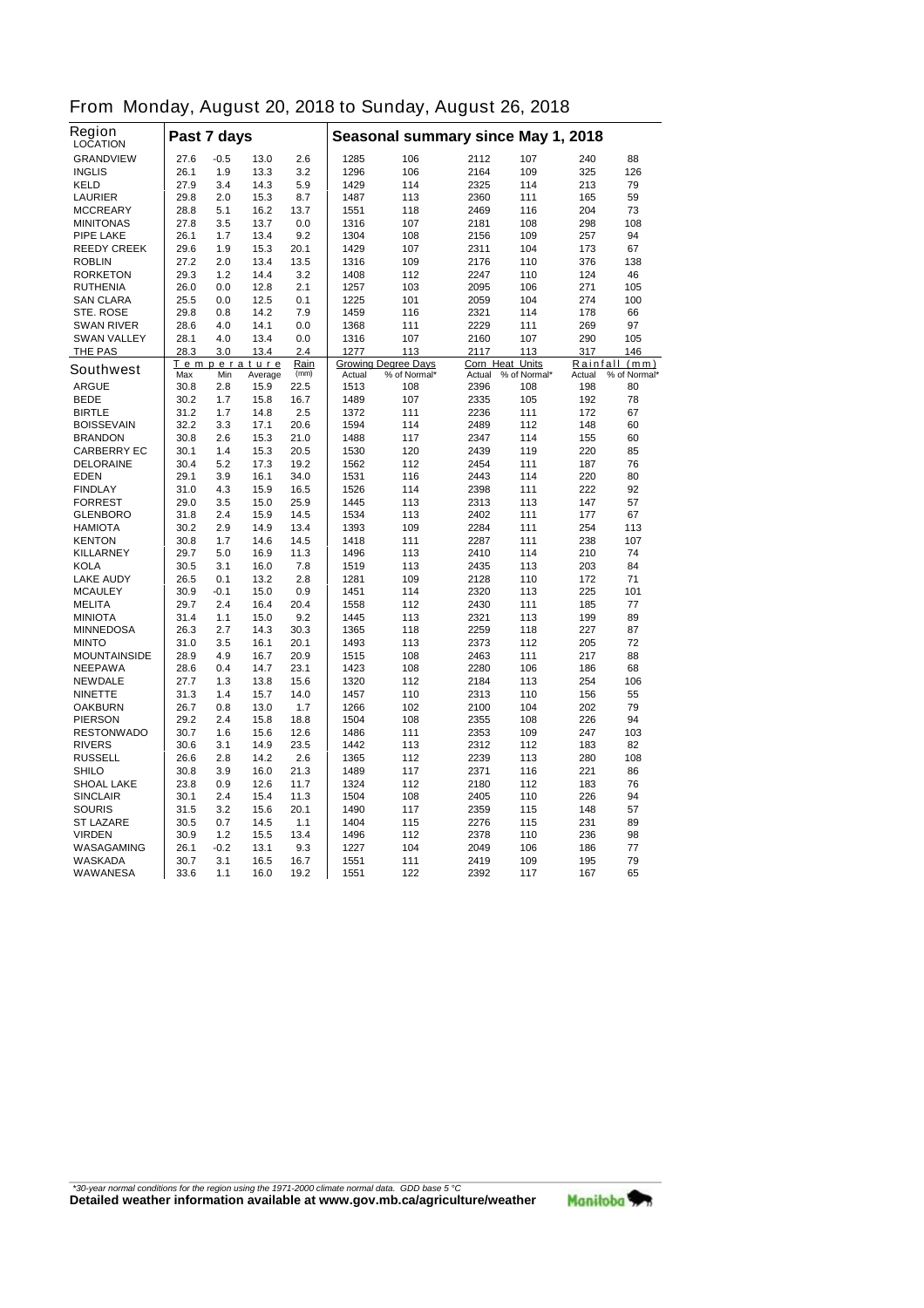## From Monday, August 20, 2018 to Sunday, August 26, 2018

| Region LOCATION | Past 7 days | | | | Seasonal summary since May 1, 2018 | | | | | |
|---|---|---|---|---|---|---|---|---|---|---|
| GRANDVIEW | 27.6 | -0.5 | 13.0 | 2.6 | 1285 | 106 | 2112 | 107 | 240 | 88 |
| INGLIS | 26.1 | 1.9 | 13.3 | 3.2 | 1296 | 106 | 2164 | 109 | 325 | 126 |
| KELD | 27.9 | 3.4 | 14.3 | 5.9 | 1429 | 114 | 2325 | 114 | 213 | 79 |
| LAURIER | 29.8 | 2.0 | 15.3 | 8.7 | 1487 | 113 | 2360 | 111 | 165 | 59 |
| MCCREARY | 28.8 | 5.1 | 16.2 | 13.7 | 1551 | 118 | 2469 | 116 | 204 | 73 |
| MINITONAS | 27.8 | 3.5 | 13.7 | 0.0 | 1316 | 107 | 2181 | 108 | 298 | 108 |
| PIPE LAKE | 26.1 | 1.7 | 13.4 | 9.2 | 1304 | 108 | 2156 | 109 | 257 | 94 |
| REEDY CREEK | 29.6 | 1.9 | 15.3 | 20.1 | 1429 | 107 | 2311 | 104 | 173 | 67 |
| ROBLIN | 27.2 | 2.0 | 13.4 | 13.5 | 1316 | 109 | 2176 | 110 | 376 | 138 |
| RORKETON | 29.3 | 1.2 | 14.4 | 3.2 | 1408 | 112 | 2247 | 110 | 124 | 46 |
| RUTHENIA | 26.0 | 0.0 | 12.8 | 2.1 | 1257 | 103 | 2095 | 106 | 271 | 105 |
| SAN CLARA | 25.5 | 0.0 | 12.5 | 0.1 | 1225 | 101 | 2059 | 104 | 274 | 100 |
| STE. ROSE | 29.8 | 0.8 | 14.2 | 7.9 | 1459 | 116 | 2321 | 114 | 178 | 66 |
| SWAN RIVER | 28.6 | 4.0 | 14.1 | 0.0 | 1368 | 111 | 2229 | 111 | 269 | 97 |
| SWAN VALLEY | 28.1 | 4.0 | 13.4 | 0.0 | 1316 | 107 | 2160 | 107 | 290 | 105 |
| THE PAS | 28.3 | 3.0 | 13.4 | 2.4 | 1277 | 113 | 2117 | 113 | 317 | 146 |

| Southwest | Temperature Max | Temperature Min | Temperature Average | Rain (mm) | Growing Degree Days Actual | Growing Degree Days % of Normal* | Corn Heat Units Actual | Corn Heat Units % of Normal* | Rainfall (mm) Actual | Rainfall (mm) % of Normal* |
|---|---|---|---|---|---|---|---|---|---|---|
| ARGUE | 30.8 | 2.8 | 15.9 | 22.5 | 1513 | 108 | 2396 | 108 | 198 | 80 |
| BEDE | 30.2 | 1.7 | 15.8 | 16.7 | 1489 | 107 | 2335 | 105 | 192 | 78 |
| BIRTLE | 31.2 | 1.7 | 14.8 | 2.5 | 1372 | 111 | 2236 | 111 | 172 | 67 |
| BOISSEVAIN | 32.2 | 3.3 | 17.1 | 20.6 | 1594 | 114 | 2489 | 112 | 148 | 60 |
| BRANDON | 30.8 | 2.6 | 15.3 | 21.0 | 1488 | 117 | 2347 | 114 | 155 | 60 |
| CARBERRY EC | 30.1 | 1.4 | 15.3 | 20.5 | 1530 | 120 | 2439 | 119 | 220 | 85 |
| DELORAINE | 30.4 | 5.2 | 17.3 | 19.2 | 1562 | 112 | 2454 | 111 | 187 | 76 |
| EDEN | 29.1 | 3.9 | 16.1 | 34.0 | 1531 | 116 | 2443 | 114 | 220 | 80 |
| FINDLAY | 31.0 | 4.3 | 15.9 | 16.5 | 1526 | 114 | 2398 | 111 | 222 | 92 |
| FORREST | 29.0 | 3.5 | 15.0 | 25.9 | 1445 | 113 | 2313 | 113 | 147 | 57 |
| GLENBORO | 31.8 | 2.4 | 15.9 | 14.5 | 1534 | 113 | 2402 | 111 | 177 | 67 |
| HAMIOTA | 30.2 | 2.9 | 14.9 | 13.4 | 1393 | 109 | 2284 | 111 | 254 | 113 |
| KENTON | 30.8 | 1.7 | 14.6 | 14.5 | 1418 | 111 | 2287 | 111 | 238 | 107 |
| KILLARNEY | 29.7 | 5.0 | 16.9 | 11.3 | 1496 | 113 | 2410 | 114 | 210 | 74 |
| KOLA | 30.5 | 3.1 | 16.0 | 7.8 | 1519 | 113 | 2435 | 113 | 203 | 84 |
| LAKE AUDY | 26.5 | 0.1 | 13.2 | 2.8 | 1281 | 109 | 2128 | 110 | 172 | 71 |
| MCAULEY | 30.9 | -0.1 | 15.0 | 0.9 | 1451 | 114 | 2320 | 113 | 225 | 101 |
| MELITA | 29.7 | 2.4 | 16.4 | 20.4 | 1558 | 112 | 2430 | 111 | 185 | 77 |
| MINIOTA | 31.4 | 1.1 | 15.0 | 9.2 | 1445 | 113 | 2321 | 113 | 199 | 89 |
| MINNEDOSA | 26.3 | 2.7 | 14.3 | 30.3 | 1365 | 118 | 2259 | 118 | 227 | 87 |
| MINTO | 31.0 | 3.5 | 16.1 | 20.1 | 1493 | 113 | 2373 | 112 | 205 | 72 |
| MOUNTAINSIDE | 28.9 | 4.9 | 16.7 | 20.9 | 1515 | 108 | 2463 | 111 | 217 | 88 |
| NEEPAWA | 28.6 | 0.4 | 14.7 | 23.1 | 1423 | 108 | 2280 | 106 | 186 | 68 |
| NEWDALE | 27.7 | 1.3 | 13.8 | 15.6 | 1320 | 112 | 2184 | 113 | 254 | 106 |
| NINETTE | 31.3 | 1.4 | 15.7 | 14.0 | 1457 | 110 | 2313 | 110 | 156 | 55 |
| OAKBURN | 26.7 | 0.8 | 13.0 | 1.7 | 1266 | 102 | 2100 | 104 | 202 | 79 |
| PIERSON | 29.2 | 2.4 | 15.8 | 18.8 | 1504 | 108 | 2355 | 108 | 226 | 94 |
| RESTONWADO | 30.7 | 1.6 | 15.6 | 12.6 | 1486 | 111 | 2353 | 109 | 247 | 103 |
| RIVERS | 30.6 | 3.1 | 14.9 | 23.5 | 1442 | 113 | 2312 | 112 | 183 | 82 |
| RUSSELL | 26.6 | 2.8 | 14.2 | 2.6 | 1365 | 112 | 2239 | 113 | 280 | 108 |
| SHILO | 30.8 | 3.9 | 16.0 | 21.3 | 1489 | 117 | 2371 | 116 | 221 | 86 |
| SHOAL LAKE | 23.8 | 0.9 | 12.6 | 11.7 | 1324 | 112 | 2180 | 112 | 183 | 76 |
| SINCLAIR | 30.1 | 2.4 | 15.4 | 11.3 | 1504 | 108 | 2405 | 110 | 226 | 94 |
| SOURIS | 31.5 | 3.2 | 15.6 | 20.1 | 1490 | 117 | 2359 | 115 | 148 | 57 |
| ST LAZARE | 30.5 | 0.7 | 14.5 | 1.1 | 1404 | 115 | 2276 | 115 | 231 | 89 |
| VIRDEN | 30.9 | 1.2 | 15.5 | 13.4 | 1496 | 112 | 2378 | 110 | 236 | 98 |
| WASAGAMING | 26.1 | -0.2 | 13.1 | 9.3 | 1227 | 104 | 2049 | 106 | 186 | 77 |
| WASKADA | 30.7 | 3.1 | 16.5 | 16.7 | 1551 | 111 | 2419 | 109 | 195 | 79 |
| WAWANESA | 33.6 | 1.1 | 16.0 | 19.2 | 1551 | 122 | 2392 | 117 | 167 | 65 |

*30-year normal conditions for the region using the 1971-2000 climate normal data. GDD base 5 °C

**Detailed weather information available at www.gov.mb.ca/agriculture/weather**